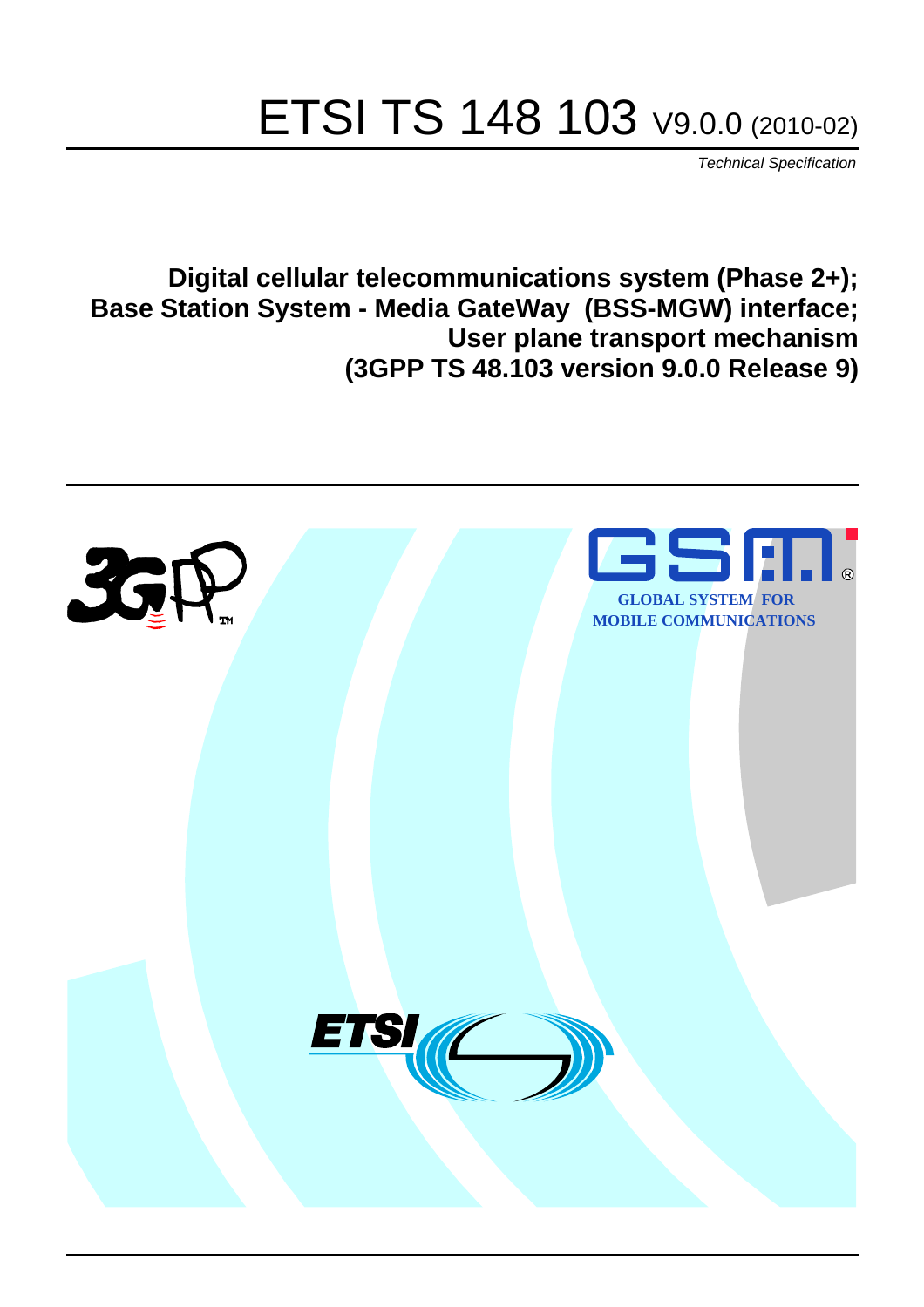# ETSI TS 148 103 V9.0.0 (2010-02)

*Technical Specification*

**Digital cellular telecommunications system (Phase 2+);
Base Station System - Media GateWay (BSS-MGW) interface;
User plane transport mechanism
(3GPP TS 48.103 version 9.0.0 Release 9)**

GLOBAL SYSTEM FOR
MOBILE COMMUNICATIONS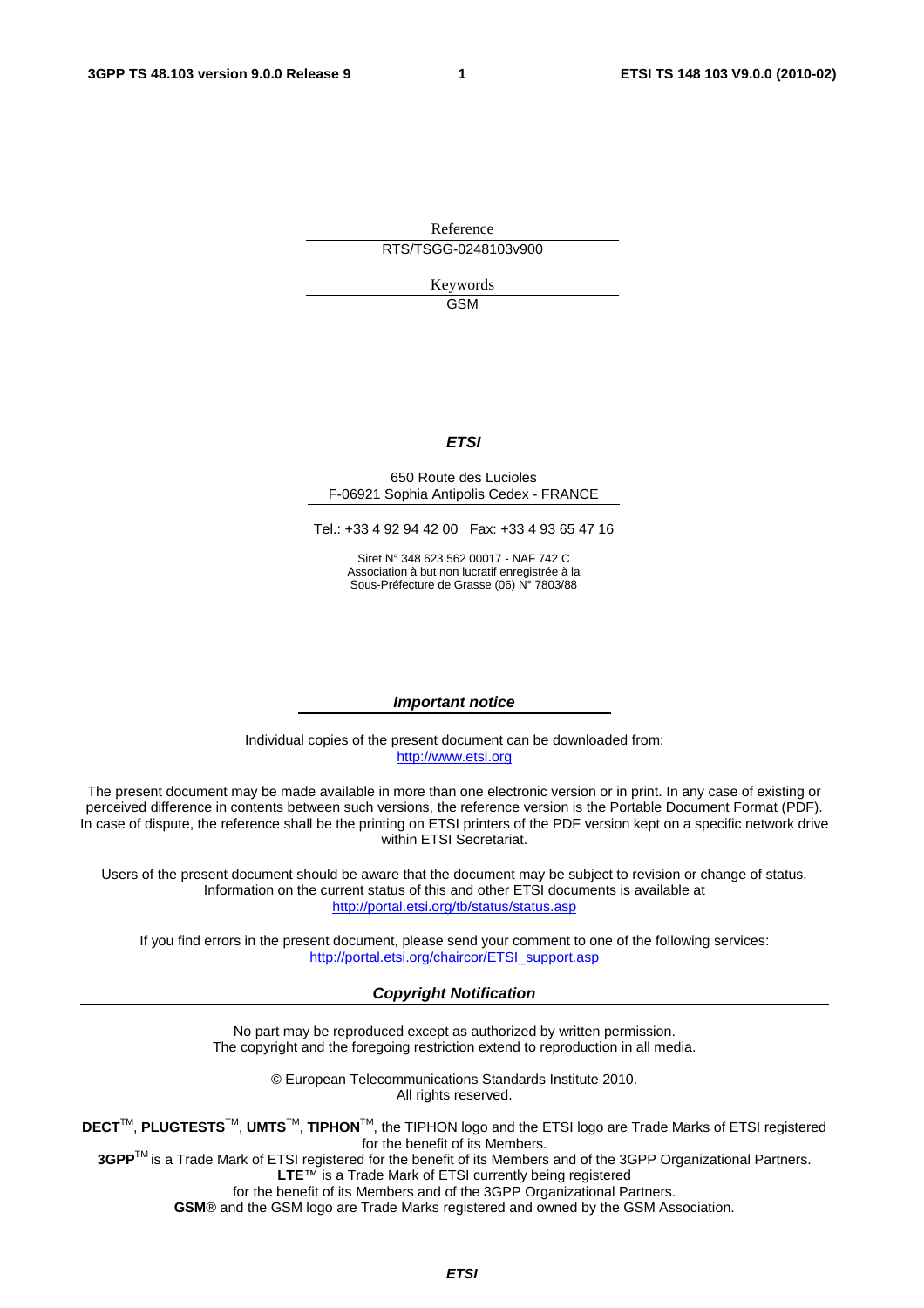Reference

RTS/TSGG-0248103v900

Keywords

GSM

***ETSI***

650 Route des Lucioles
F-06921 Sophia Antipolis Cedex - FRANCE

Tel.: +33 4 92 94 42 00 Fax: +33 4 93 65 47 16

Siret N° 348 623 562 00017 - NAF 742 C
Association à but non lucratif enregistrée à la
Sous-Préfecture de Grasse (06) N° 7803/88

***Important notice***

Individual copies of the present document can be downloaded from:
http://www.etsi.org

The present document may be made available in more than one electronic version or in print. In any case of existing or perceived difference in contents between such versions, the reference version is the Portable Document Format (PDF). In case of dispute, the reference shall be the printing on ETSI printers of the PDF version kept on a specific network drive within ETSI Secretariat.

Users of the present document should be aware that the document may be subject to revision or change of status. Information on the current status of this and other ETSI documents is available at
http://portal.etsi.org/tb/status/status.asp

If you find errors in the present document, please send your comment to one of the following services:
http://portal.etsi.org/chaircor/ETSI_support.asp

***Copyright Notification***

No part may be reproduced except as authorized by written permission.
The copyright and the foregoing restriction extend to reproduction in all media.

© European Telecommunications Standards Institute 2010.
All rights reserved.

**DECT**™, **PLUGTESTS**™, **UMTS**™, **TIPHON**™, the TIPHON logo and the ETSI logo are Trade Marks of ETSI registered for the benefit of its Members.
**3GPP**™ is a Trade Mark of ETSI registered for the benefit of its Members and of the 3GPP Organizational Partners.
**LTE**™ is a Trade Mark of ETSI currently being registered
for the benefit of its Members and of the 3GPP Organizational Partners.
**GSM**® and the GSM logo are Trade Marks registered and owned by the GSM Association.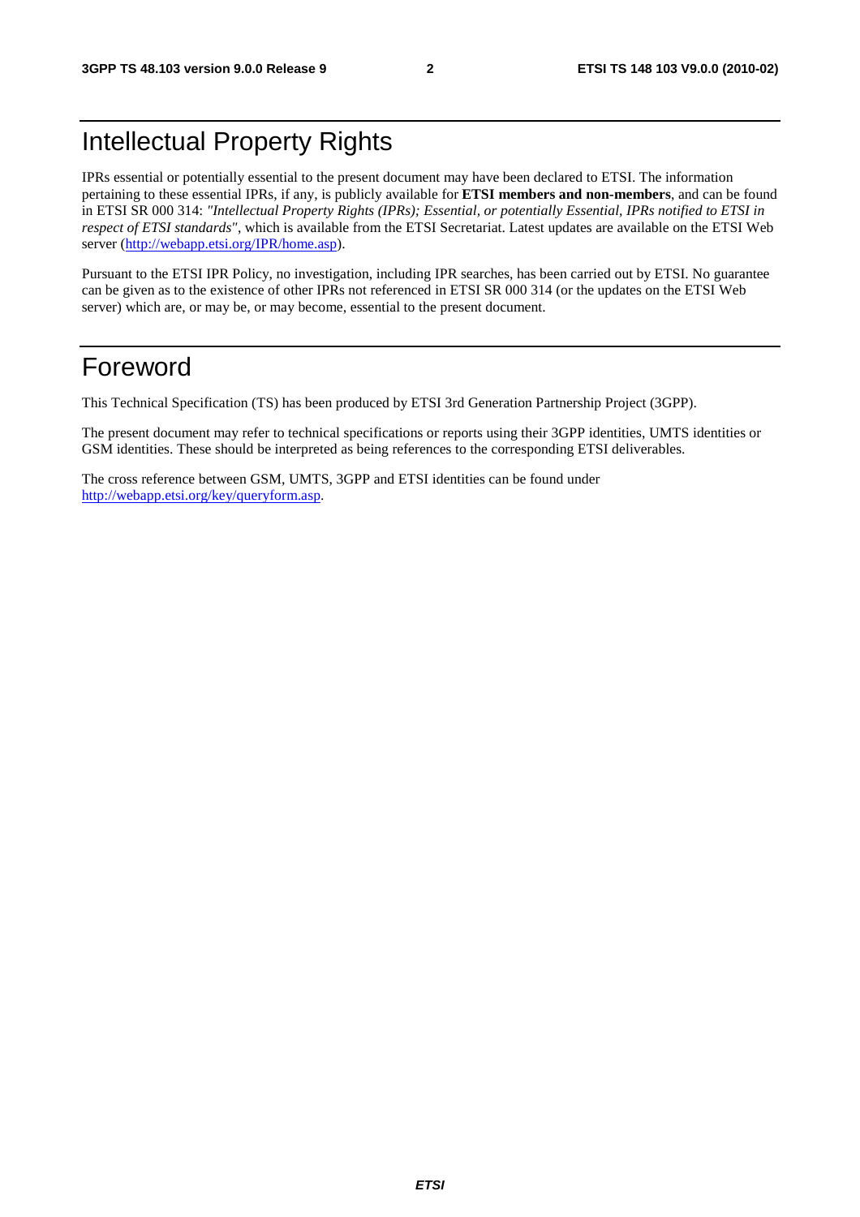# Intellectual Property Rights

IPRs essential or potentially essential to the present document may have been declared to ETSI. The information pertaining to these essential IPRs, if any, is publicly available for **ETSI members and non-members**, and can be found in ETSI SR 000 314: *"Intellectual Property Rights (IPRs); Essential, or potentially Essential, IPRs notified to ETSI in respect of ETSI standards"*, which is available from the ETSI Secretariat. Latest updates are available on the ETSI Web server (http://webapp.etsi.org/IPR/home.asp).

Pursuant to the ETSI IPR Policy, no investigation, including IPR searches, has been carried out by ETSI. No guarantee can be given as to the existence of other IPRs not referenced in ETSI SR 000 314 (or the updates on the ETSI Web server) which are, or may be, or may become, essential to the present document.

# Foreword

This Technical Specification (TS) has been produced by ETSI 3rd Generation Partnership Project (3GPP).

The present document may refer to technical specifications or reports using their 3GPP identities, UMTS identities or GSM identities. These should be interpreted as being references to the corresponding ETSI deliverables.

The cross reference between GSM, UMTS, 3GPP and ETSI identities can be found under http://webapp.etsi.org/key/queryform.asp.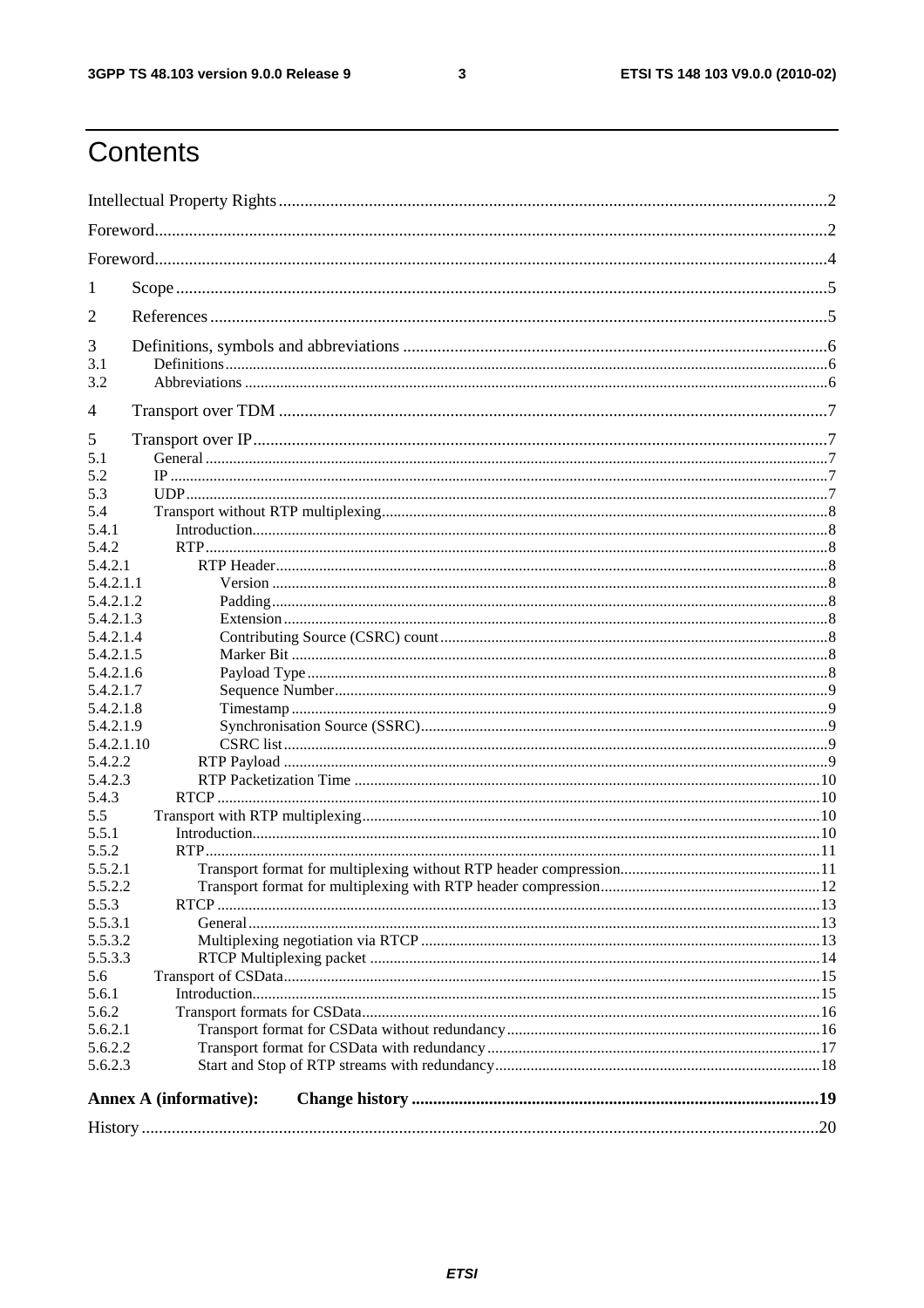# Contents

Intellectual Property Rights ..... 2

Foreword ..... 2

Foreword ..... 4

1 Scope ..... 5

2 References ..... 5

3 Definitions, symbols and abbreviations ..... 6

3.1 Definitions ..... 6

3.2 Abbreviations ..... 6

4 Transport over TDM ..... 7

5 Transport over IP ..... 7

5.1 General ..... 7

5.2 IP ..... 7

5.3 UDP ..... 7

5.4 Transport without RTP multiplexing ..... 8

5.4.1 Introduction ..... 8

5.4.2 RTP ..... 8

5.4.2.1 RTP Header ..... 8

5.4.2.1.1 Version ..... 8

5.4.2.1.2 Padding ..... 8

5.4.2.1.3 Extension ..... 8

5.4.2.1.4 Contributing Source (CSRC) count ..... 8

5.4.2.1.5 Marker Bit ..... 8

5.4.2.1.6 Payload Type ..... 8

5.4.2.1.7 Sequence Number ..... 9

5.4.2.1.8 Timestamp ..... 9

5.4.2.1.9 Synchronisation Source (SSRC) ..... 9

5.4.2.1.10 CSRC list ..... 9

5.4.2.2 RTP Payload ..... 9

5.4.2.3 RTP Packetization Time ..... 10

5.4.3 RTCP ..... 10

5.5 Transport with RTP multiplexing ..... 10

5.5.1 Introduction ..... 10

5.5.2 RTP ..... 11

5.5.2.1 Transport format for multiplexing without RTP header compression ..... 11

5.5.2.2 Transport format for multiplexing with RTP header compression ..... 12

5.5.3 RTCP ..... 13

5.5.3.1 General ..... 13

5.5.3.2 Multiplexing negotiation via RTCP ..... 13

5.5.3.3 RTCP Multiplexing packet ..... 14

5.6 Transport of CSData ..... 15

5.6.1 Introduction ..... 15

5.6.2 Transport formats for CSData ..... 16

5.6.2.1 Transport format for CSData without redundancy ..... 16

5.6.2.2 Transport format for CSData with redundancy ..... 17

5.6.2.3 Start and Stop of RTP streams with redundancy ..... 18

**Annex A (informative): Change history ..... 19**

History ..... 20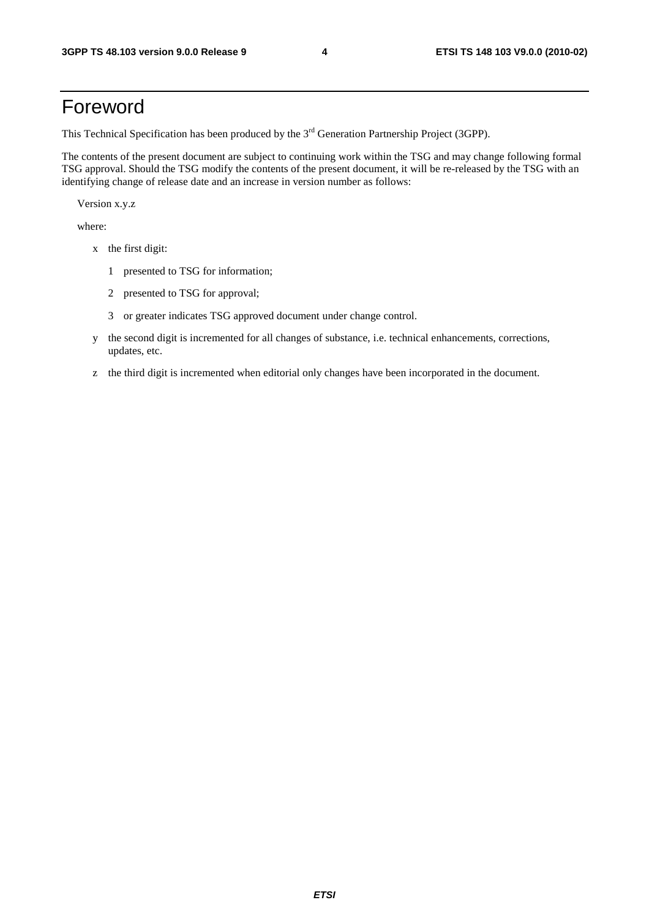# Foreword

This Technical Specification has been produced by the 3rd Generation Partnership Project (3GPP).

The contents of the present document are subject to continuing work within the TSG and may change following formal TSG approval. Should the TSG modify the contents of the present document, it will be re-released by the TSG with an identifying change of release date and an increase in version number as follows:

Version x.y.z

where:

- x the first digit:
  - 1 presented to TSG for information;
  - 2 presented to TSG for approval;
  - 3 or greater indicates TSG approved document under change control.
- y the second digit is incremented for all changes of substance, i.e. technical enhancements, corrections, updates, etc.
- z the third digit is incremented when editorial only changes have been incorporated in the document.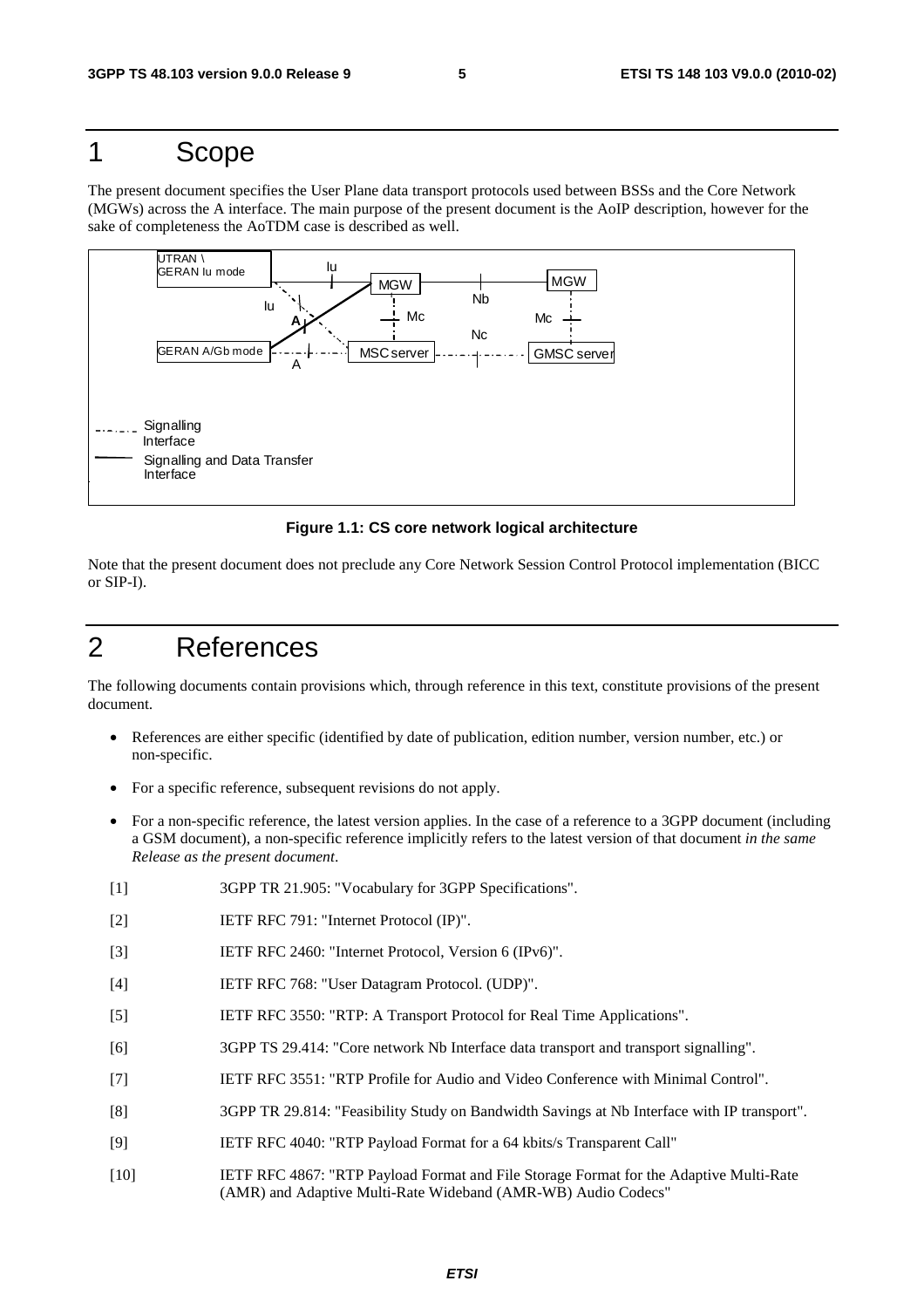# 1 Scope

The present document specifies the User Plane data transport protocols used between BSSs and the Core Network (MGWs) across the A interface. The main purpose of the present document is the AoIP description, however for the sake of completeness the AoTDM case is described as well.

UTRAN \ GERAN Iu mode
Iu
MGW
MGW
Iu
Nb
A
Mc
Mc
Nc
GERAN A/Gb mode
MSC server
GMSC server
A

Signalling Interface
Signalling and Data Transfer Interface

**Figure 1.1: CS core network logical architecture**

Note that the present document does not preclude any Core Network Session Control Protocol implementation (BICC or SIP-I).

# 2 References

The following documents contain provisions which, through reference in this text, constitute provisions of the present document.

- References are either specific (identified by date of publication, edition number, version number, etc.) or non-specific.
- For a specific reference, subsequent revisions do not apply.
- For a non-specific reference, the latest version applies. In the case of a reference to a 3GPP document (including a GSM document), a non-specific reference implicitly refers to the latest version of that document *in the same Release as the present document*.

[1] 3GPP TR 21.905: "Vocabulary for 3GPP Specifications".

[2] IETF RFC 791: "Internet Protocol (IP)".

[3] IETF RFC 2460: "Internet Protocol, Version 6 (IPv6)".

[4] IETF RFC 768: "User Datagram Protocol. (UDP)".

[5] IETF RFC 3550: "RTP: A Transport Protocol for Real Time Applications".

[6] 3GPP TS 29.414: "Core network Nb Interface data transport and transport signalling".

[7] IETF RFC 3551: "RTP Profile for Audio and Video Conference with Minimal Control".

[8] 3GPP TR 29.814: "Feasibility Study on Bandwidth Savings at Nb Interface with IP transport".

[9] IETF RFC 4040: "RTP Payload Format for a 64 kbits/s Transparent Call"

[10] IETF RFC 4867: "RTP Payload Format and File Storage Format for the Adaptive Multi-Rate (AMR) and Adaptive Multi-Rate Wideband (AMR-WB) Audio Codecs"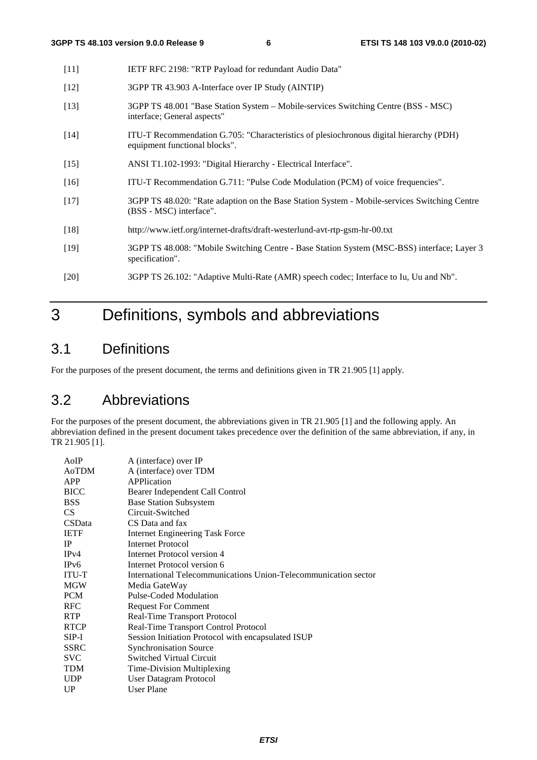[11] IETF RFC 2198: "RTP Payload for redundant Audio Data"

[12] 3GPP TR 43.903 A-Interface over IP Study (AINTIP)

[13] 3GPP TS 48.001 "Base Station System – Mobile-services Switching Centre (BSS - MSC) interface; General aspects"

[14] ITU-T Recommendation G.705: "Characteristics of plesiochronous digital hierarchy (PDH) equipment functional blocks".

[15] ANSI T1.102-1993: "Digital Hierarchy - Electrical Interface".

[16] ITU-T Recommendation G.711: "Pulse Code Modulation (PCM) of voice frequencies".

[17] 3GPP TS 48.020: "Rate adaption on the Base Station System - Mobile-services Switching Centre (BSS - MSC) interface".

[18] http://www.ietf.org/internet-drafts/draft-westerlund-avt-rtp-gsm-hr-00.txt

[19] 3GPP TS 48.008: "Mobile Switching Centre - Base Station System (MSC-BSS) interface; Layer 3 specification".

[20] 3GPP TS 26.102: "Adaptive Multi-Rate (AMR) speech codec; Interface to Iu, Uu and Nb".

# 3 Definitions, symbols and abbreviations

## 3.1 Definitions

For the purposes of the present document, the terms and definitions given in TR 21.905 [1] apply.

## 3.2 Abbreviations

For the purposes of the present document, the abbreviations given in TR 21.905 [1] and the following apply. An abbreviation defined in the present document takes precedence over the definition of the same abbreviation, if any, in TR 21.905 [1].

| | |
|---|---|
| AoIP | A (interface) over IP |
| AoTDM | A (interface) over TDM |
| APP | APPlication |
| BICC | Bearer Independent Call Control |
| BSS | Base Station Subsystem |
| CS | Circuit-Switched |
| CSData | CS Data and fax |
| IETF | Internet Engineering Task Force |
| IP | Internet Protocol |
| IPv4 | Internet Protocol version 4 |
| IPv6 | Internet Protocol version 6 |
| ITU-T | International Telecommunications Union-Telecommunication sector |
| MGW | Media GateWay |
| PCM | Pulse-Coded Modulation |
| RFC | Request For Comment |
| RTP | Real-Time Transport Protocol |
| RTCP | Real-Time Transport Control Protocol |
| SIP-I | Session Initiation Protocol with encapsulated ISUP |
| SSRC | Synchronisation Source |
| SVC | Switched Virtual Circuit |
| TDM | Time-Division Multiplexing |
| UDP | User Datagram Protocol |
| UP | User Plane |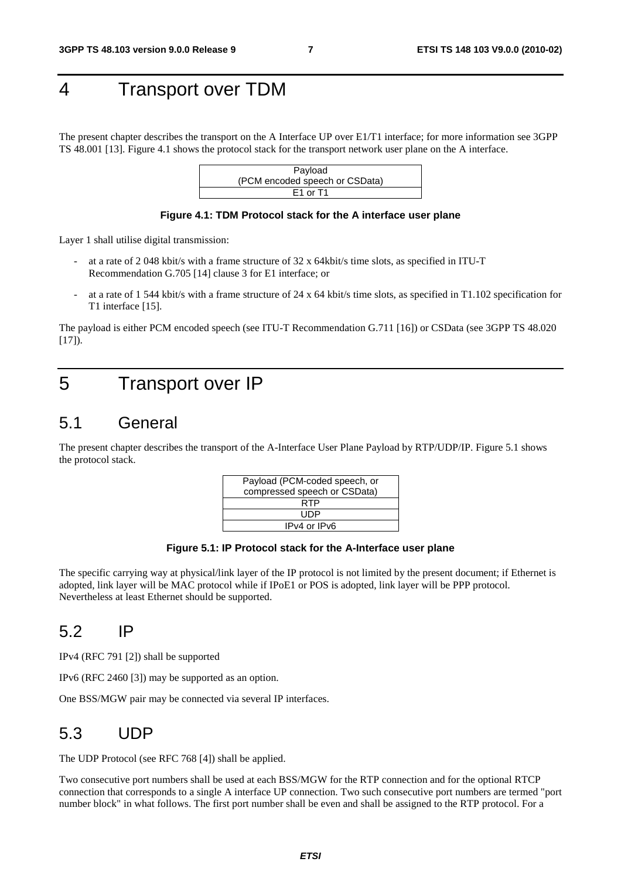# 4 Transport over TDM

The present chapter describes the transport on the A Interface UP over E1/T1 interface; for more information see 3GPP TS 48.001 [13]. Figure 4.1 shows the protocol stack for the transport network user plane on the A interface.

| Payload (PCM encoded speech or CSData) |
|---|
| E1 or T1 |

**Figure 4.1: TDM Protocol stack for the A interface user plane**

Layer 1 shall utilise digital transmission:

- at a rate of 2 048 kbit/s with a frame structure of 32 x 64kbit/s time slots, as specified in ITU-T Recommendation G.705 [14] clause 3 for E1 interface; or
- at a rate of 1 544 kbit/s with a frame structure of 24 x 64 kbit/s time slots, as specified in T1.102 specification for T1 interface [15].

The payload is either PCM encoded speech (see ITU-T Recommendation G.711 [16]) or CSData (see 3GPP TS 48.020 [17]).

# 5 Transport over IP

## 5.1 General

The present chapter describes the transport of the A-Interface User Plane Payload by RTP/UDP/IP. Figure 5.1 shows the protocol stack.

| Payload (PCM-coded speech, or compressed speech or CSData) |
|---|
| RTP |
| UDP |
| IPv4 or IPv6 |

**Figure 5.1: IP Protocol stack for the A-Interface user plane**

The specific carrying way at physical/link layer of the IP protocol is not limited by the present document; if Ethernet is adopted, link layer will be MAC protocol while if IPoE1 or POS is adopted, link layer will be PPP protocol. Nevertheless at least Ethernet should be supported.

## 5.2 IP

IPv4 (RFC 791 [2]) shall be supported

IPv6 (RFC 2460 [3]) may be supported as an option.

One BSS/MGW pair may be connected via several IP interfaces.

## 5.3 UDP

The UDP Protocol (see RFC 768 [4]) shall be applied.

Two consecutive port numbers shall be used at each BSS/MGW for the RTP connection and for the optional RTCP connection that corresponds to a single A interface UP connection. Two such consecutive port numbers are termed "port number block" in what follows. The first port number shall be even and shall be assigned to the RTP protocol. For a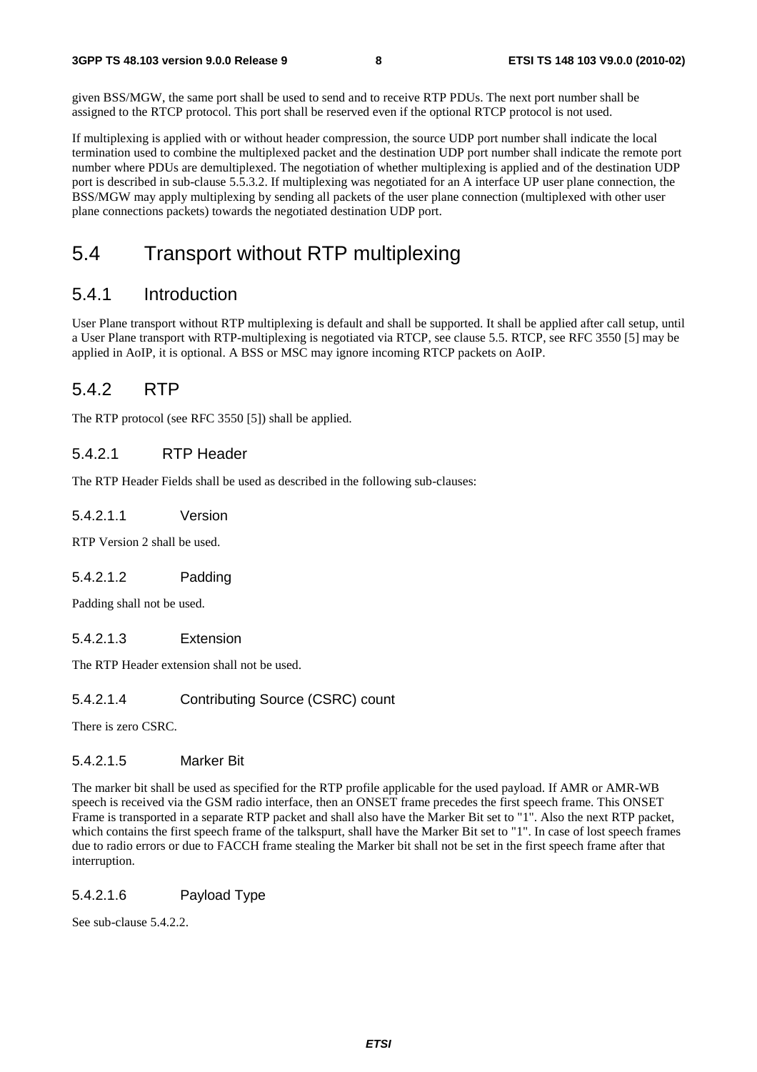given BSS/MGW, the same port shall be used to send and to receive RTP PDUs. The next port number shall be assigned to the RTCP protocol. This port shall be reserved even if the optional RTCP protocol is not used.

If multiplexing is applied with or without header compression, the source UDP port number shall indicate the local termination used to combine the multiplexed packet and the destination UDP port number shall indicate the remote port number where PDUs are demultiplexed. The negotiation of whether multiplexing is applied and of the destination UDP port is described in sub-clause 5.5.3.2. If multiplexing was negotiated for an A interface UP user plane connection, the BSS/MGW may apply multiplexing by sending all packets of the user plane connection (multiplexed with other user plane connections packets) towards the negotiated destination UDP port.

# 5.4 Transport without RTP multiplexing

## 5.4.1 Introduction

User Plane transport without RTP multiplexing is default and shall be supported. It shall be applied after call setup, until a User Plane transport with RTP-multiplexing is negotiated via RTCP, see clause 5.5. RTCP, see RFC 3550 [5] may be applied in AoIP, it is optional. A BSS or MSC may ignore incoming RTCP packets on AoIP.

## 5.4.2 RTP

The RTP protocol (see RFC 3550 [5]) shall be applied.

### 5.4.2.1 RTP Header

The RTP Header Fields shall be used as described in the following sub-clauses:

#### 5.4.2.1.1 Version

RTP Version 2 shall be used.

#### 5.4.2.1.2 Padding

Padding shall not be used.

#### 5.4.2.1.3 Extension

The RTP Header extension shall not be used.

#### 5.4.2.1.4 Contributing Source (CSRC) count

There is zero CSRC.

#### 5.4.2.1.5 Marker Bit

The marker bit shall be used as specified for the RTP profile applicable for the used payload. If AMR or AMR-WB speech is received via the GSM radio interface, then an ONSET frame precedes the first speech frame. This ONSET Frame is transported in a separate RTP packet and shall also have the Marker Bit set to "1". Also the next RTP packet, which contains the first speech frame of the talkspurt, shall have the Marker Bit set to "1". In case of lost speech frames due to radio errors or due to FACCH frame stealing the Marker bit shall not be set in the first speech frame after that interruption.

#### 5.4.2.1.6 Payload Type

See sub-clause 5.4.2.2.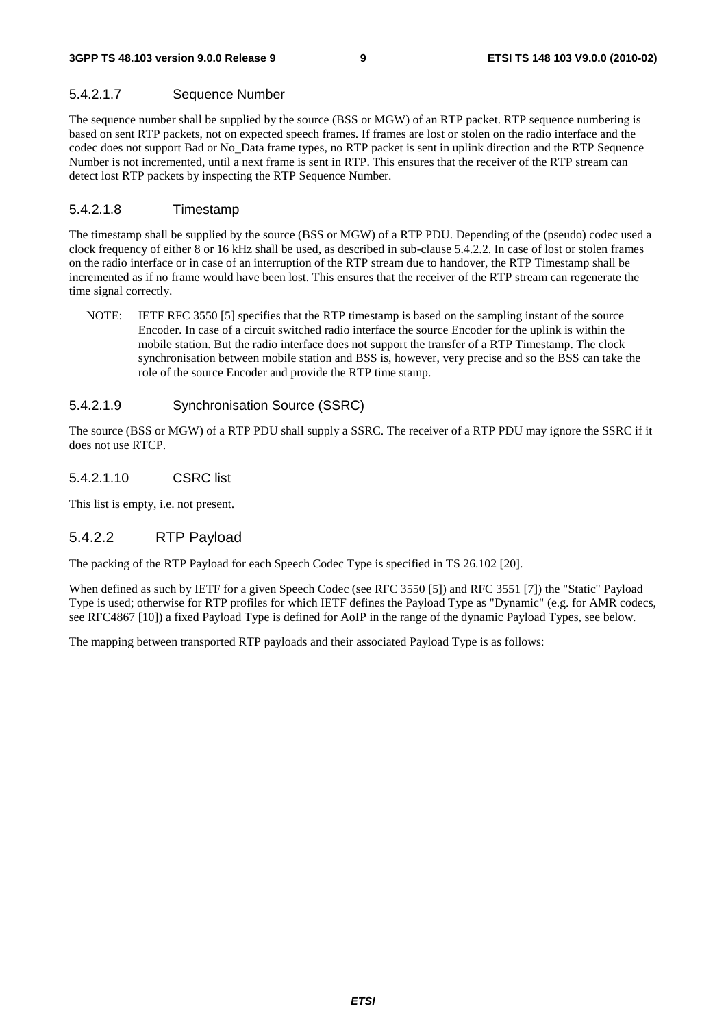#### 5.4.2.1.7 Sequence Number

The sequence number shall be supplied by the source (BSS or MGW) of an RTP packet. RTP sequence numbering is based on sent RTP packets, not on expected speech frames. If frames are lost or stolen on the radio interface and the codec does not support Bad or No_Data frame types, no RTP packet is sent in uplink direction and the RTP Sequence Number is not incremented, until a next frame is sent in RTP. This ensures that the receiver of the RTP stream can detect lost RTP packets by inspecting the RTP Sequence Number.

#### 5.4.2.1.8 Timestamp

The timestamp shall be supplied by the source (BSS or MGW) of a RTP PDU. Depending of the (pseudo) codec used a clock frequency of either 8 or 16 kHz shall be used, as described in sub-clause 5.4.2.2. In case of lost or stolen frames on the radio interface or in case of an interruption of the RTP stream due to handover, the RTP Timestamp shall be incremented as if no frame would have been lost. This ensures that the receiver of the RTP stream can regenerate the time signal correctly.

NOTE: IETF RFC 3550 [5] specifies that the RTP timestamp is based on the sampling instant of the source Encoder. In case of a circuit switched radio interface the source Encoder for the uplink is within the mobile station. But the radio interface does not support the transfer of a RTP Timestamp. The clock synchronisation between mobile station and BSS is, however, very precise and so the BSS can take the role of the source Encoder and provide the RTP time stamp.

#### 5.4.2.1.9 Synchronisation Source (SSRC)

The source (BSS or MGW) of a RTP PDU shall supply a SSRC. The receiver of a RTP PDU may ignore the SSRC if it does not use RTCP.

#### 5.4.2.1.10 CSRC list

This list is empty, i.e. not present.

### 5.4.2.2 RTP Payload

The packing of the RTP Payload for each Speech Codec Type is specified in TS 26.102 [20].

When defined as such by IETF for a given Speech Codec (see RFC 3550 [5]) and RFC 3551 [7]) the "Static" Payload Type is used; otherwise for RTP profiles for which IETF defines the Payload Type as "Dynamic" (e.g. for AMR codecs, see RFC4867 [10]) a fixed Payload Type is defined for AoIP in the range of the dynamic Payload Types, see below.

The mapping between transported RTP payloads and their associated Payload Type is as follows: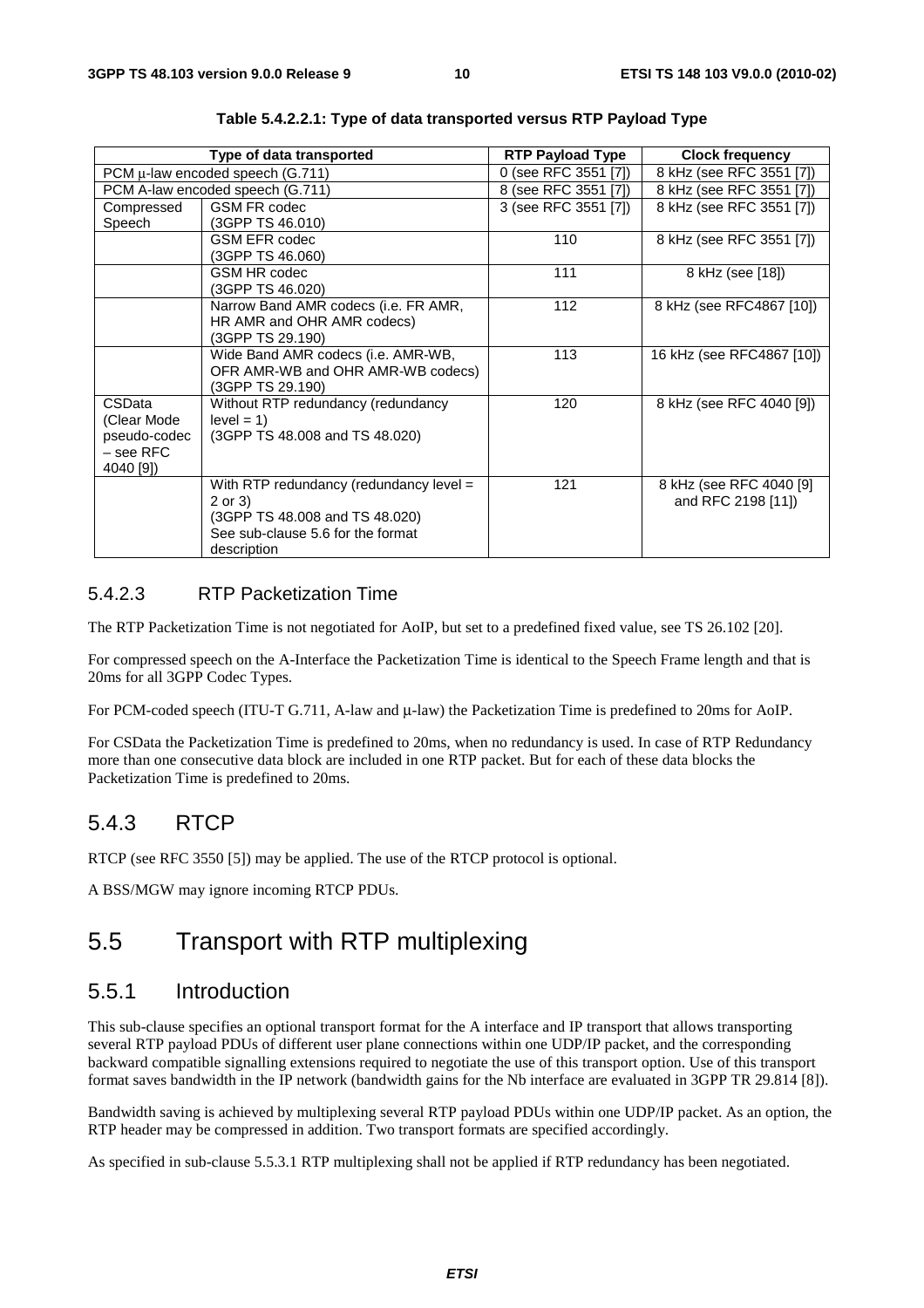**Table 5.4.2.2.1: Type of data transported versus RTP Payload Type**

| Type of data transported | | RTP Payload Type | Clock frequency |
|---|---|---|---|
| PCM µ-law encoded speech (G.711) | | 0 (see RFC 3551 [7]) | 8 kHz (see RFC 3551 [7]) |
| PCM A-law encoded speech (G.711) | | 8 (see RFC 3551 [7]) | 8 kHz (see RFC 3551 [7]) |
| Compressed Speech | GSM FR codec (3GPP TS 46.010) | 3 (see RFC 3551 [7]) | 8 kHz (see RFC 3551 [7]) |
| | GSM EFR codec (3GPP TS 46.060) | 110 | 8 kHz (see RFC 3551 [7]) |
| | GSM HR codec (3GPP TS 46.020) | 111 | 8 kHz (see [18]) |
| | Narrow Band AMR codecs (i.e. FR AMR, HR AMR and OHR AMR codecs) (3GPP TS 29.190) | 112 | 8 kHz (see RFC4867 [10]) |
| | Wide Band AMR codecs (i.e. AMR-WB, OFR AMR-WB and OHR AMR-WB codecs) (3GPP TS 29.190) | 113 | 16 kHz (see RFC4867 [10]) |
| CSData (Clear Mode pseudo-codec – see RFC 4040 [9]) | Without RTP redundancy (redundancy level = 1) (3GPP TS 48.008 and TS 48.020) | 120 | 8 kHz (see RFC 4040 [9]) |
| | With RTP redundancy (redundancy level = 2 or 3) (3GPP TS 48.008 and TS 48.020) See sub-clause 5.6 for the format description | 121 | 8 kHz (see RFC 4040 [9] and RFC 2198 [11]) |

#### 5.4.2.3 RTP Packetization Time

The RTP Packetization Time is not negotiated for AoIP, but set to a predefined fixed value, see TS 26.102 [20].

For compressed speech on the A-Interface the Packetization Time is identical to the Speech Frame length and that is 20ms for all 3GPP Codec Types.

For PCM-coded speech (ITU-T G.711, A-law and µ-law) the Packetization Time is predefined to 20ms for AoIP.

For CSData the Packetization Time is predefined to 20ms, when no redundancy is used. In case of RTP Redundancy more than one consecutive data block are included in one RTP packet. But for each of these data blocks the Packetization Time is predefined to 20ms.

### 5.4.3 RTCP

RTCP (see RFC 3550 [5]) may be applied. The use of the RTCP protocol is optional.

A BSS/MGW may ignore incoming RTCP PDUs.

## 5.5 Transport with RTP multiplexing

### 5.5.1 Introduction

This sub-clause specifies an optional transport format for the A interface and IP transport that allows transporting several RTP payload PDUs of different user plane connections within one UDP/IP packet, and the corresponding backward compatible signalling extensions required to negotiate the use of this transport option. Use of this transport format saves bandwidth in the IP network (bandwidth gains for the Nb interface are evaluated in 3GPP TR 29.814 [8]).

Bandwidth saving is achieved by multiplexing several RTP payload PDUs within one UDP/IP packet. As an option, the RTP header may be compressed in addition. Two transport formats are specified accordingly.

As specified in sub-clause 5.5.3.1 RTP multiplexing shall not be applied if RTP redundancy has been negotiated.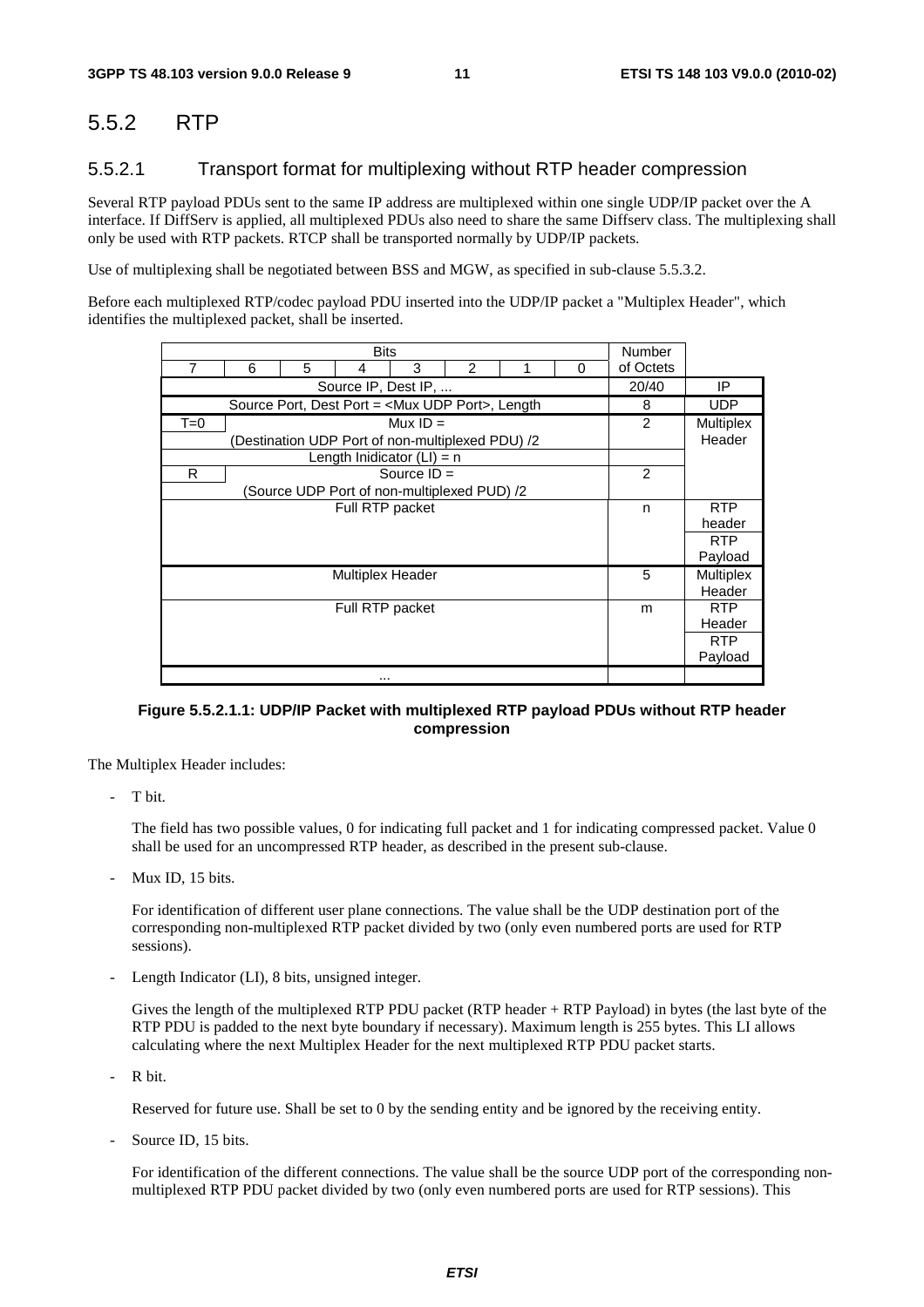## 5.5.2 RTP

### 5.5.2.1 Transport format for multiplexing without RTP header compression

Several RTP payload PDUs sent to the same IP address are multiplexed within one single UDP/IP packet over the A interface. If DiffServ is applied, all multiplexed PDUs also need to share the same Diffserv class. The multiplexing shall only be used with RTP packets. RTCP shall be transported normally by UDP/IP packets.

Use of multiplexing shall be negotiated between BSS and MGW, as specified in sub-clause 5.5.3.2.

Before each multiplexed RTP/codec payload PDU inserted into the UDP/IP packet a "Multiplex Header", which identifies the multiplexed packet, shall be inserted.

| Bits | | | | | | | | Number of Octets | |
|---|---|---|---|---|---|---|---|---|---|
| 7 | 6 | 5 | 4 | 3 | 2 | 1 | 0 | | |
| Source IP, Dest IP, ... | | | | | | | | 20/40 | IP |
| Source Port, Dest Port = <Mux UDP Port>, Length | | | | | | | | 8 | UDP |
| T=0 | Mux ID = (Destination UDP Port of non-multiplexed PDU) /2 | | | | | | | 2 | Multiplex Header |
| Length Inidicator (LI) = n | | | | | | | | | |
| R | Source ID = (Source UDP Port of non-multiplexed PUD) /2 | | | | | | | 2 | |
| Full RTP packet | | | | | | | | n | RTP header RTP Payload |
| Multiplex Header | | | | | | | | 5 | Multiplex Header |
| Full RTP packet | | | | | | | | m | RTP Header RTP Payload |
| ... | | | | | | | | | |

**Figure 5.5.2.1.1: UDP/IP Packet with multiplexed RTP payload PDUs without RTP header compression**

The Multiplex Header includes:

- T bit.

  The field has two possible values, 0 for indicating full packet and 1 for indicating compressed packet. Value 0 shall be used for an uncompressed RTP header, as described in the present sub-clause.

- Mux ID, 15 bits.

  For identification of different user plane connections. The value shall be the UDP destination port of the corresponding non-multiplexed RTP packet divided by two (only even numbered ports are used for RTP sessions).

- Length Indicator (LI), 8 bits, unsigned integer.

  Gives the length of the multiplexed RTP PDU packet (RTP header + RTP Payload) in bytes (the last byte of the RTP PDU is padded to the next byte boundary if necessary). Maximum length is 255 bytes. This LI allows calculating where the next Multiplex Header for the next multiplexed RTP PDU packet starts.

- R bit.

  Reserved for future use. Shall be set to 0 by the sending entity and be ignored by the receiving entity.

- Source ID, 15 bits.

  For identification of the different connections. The value shall be the source UDP port of the corresponding non-multiplexed RTP PDU packet divided by two (only even numbered ports are used for RTP sessions). This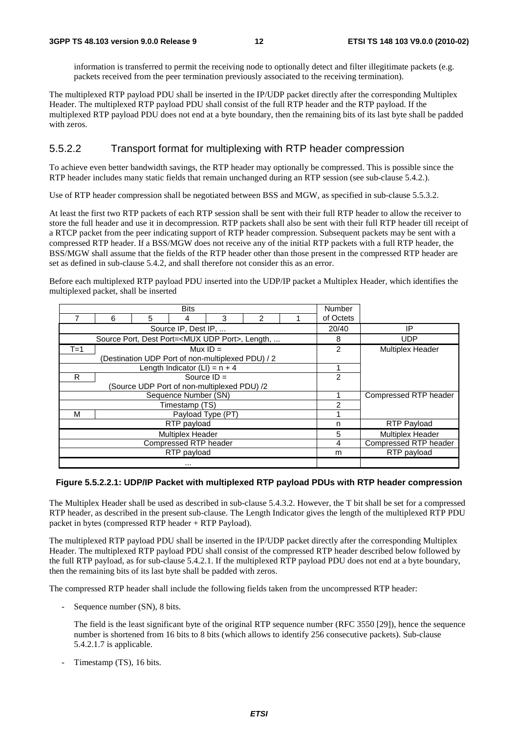information is transferred to permit the receiving node to optionally detect and filter illegitimate packets (e.g. packets received from the peer termination previously associated to the receiving termination).

The multiplexed RTP payload PDU shall be inserted in the IP/UDP packet directly after the corresponding Multiplex Header. The multiplexed RTP payload PDU shall consist of the full RTP header and the RTP payload. If the multiplexed RTP payload PDU does not end at a byte boundary, then the remaining bits of its last byte shall be padded with zeros.

#### 5.5.2.2 Transport format for multiplexing with RTP header compression

To achieve even better bandwidth savings, the RTP header may optionally be compressed. This is possible since the RTP header includes many static fields that remain unchanged during an RTP session (see sub-clause 5.4.2.).

Use of RTP header compression shall be negotiated between BSS and MGW, as specified in sub-clause 5.5.3.2.

At least the first two RTP packets of each RTP session shall be sent with their full RTP header to allow the receiver to store the full header and use it in decompression. RTP packets shall also be sent with their full RTP header till receipt of a RTCP packet from the peer indicating support of RTP header compression. Subsequent packets may be sent with a compressed RTP header. If a BSS/MGW does not receive any of the initial RTP packets with a full RTP header, the BSS/MGW shall assume that the fields of the RTP header other than those present in the compressed RTP header are set as defined in sub-clause 5.4.2, and shall therefore not consider this as an error.

Before each multiplexed RTP payload PDU inserted into the UDP/IP packet a Multiplex Header, which identifies the multiplexed packet, shall be inserted

| Bits | | | | | | | Number of Octets | |
|---|---|---|---|---|---|---|---|---|
| 7 | 6 | 5 | 4 | 3 | 2 | 1 | | |
| Source IP, Dest IP, ... | | | | | | | 20/40 | IP |
| Source Port, Dest Port=<MUX UDP Port>, Length, ... | | | | | | | 8 | UDP |
| T=1 | Mux ID = (Destination UDP Port of non-multiplexed PDU) / 2 | | | | | | 2 | Multiplex Header |
| Length Indicator (LI) = n + 4 | | | | | | | 1 | |
| R | Source ID = (Source UDP Port of non-multiplexed PDU) /2 | | | | | | 2 | |
| Sequence Number (SN) | | | | | | | 1 | Compressed RTP header |
| Timestamp (TS) | | | | | | | 2 | |
| M | Payload Type (PT) | | | | | | 1 | |
| RTP payload | | | | | | | n | RTP Payload |
| Multiplex Header | | | | | | | 5 | Multiplex Header |
| Compressed RTP header | | | | | | | 4 | Compressed RTP header |
| RTP payload | | | | | | | m | RTP payload |
| ... | | | | | | | | |

**Figure 5.5.2.2.1: UDP/IP Packet with multiplexed RTP payload PDUs with RTP header compression**

The Multiplex Header shall be used as described in sub-clause 5.4.3.2. However, the T bit shall be set for a compressed RTP header, as described in the present sub-clause. The Length Indicator gives the length of the multiplexed RTP PDU packet in bytes (compressed RTP header + RTP Payload).

The multiplexed RTP payload PDU shall be inserted in the IP/UDP packet directly after the corresponding Multiplex Header. The multiplexed RTP payload PDU shall consist of the compressed RTP header described below followed by the full RTP payload, as for sub-clause 5.4.2.1. If the multiplexed RTP payload PDU does not end at a byte boundary, then the remaining bits of its last byte shall be padded with zeros.

The compressed RTP header shall include the following fields taken from the uncompressed RTP header:

- Sequence number (SN), 8 bits.

  The field is the least significant byte of the original RTP sequence number (RFC 3550 [29]), hence the sequence number is shortened from 16 bits to 8 bits (which allows to identify 256 consecutive packets). Sub-clause 5.4.2.1.7 is applicable.

- Timestamp (TS), 16 bits.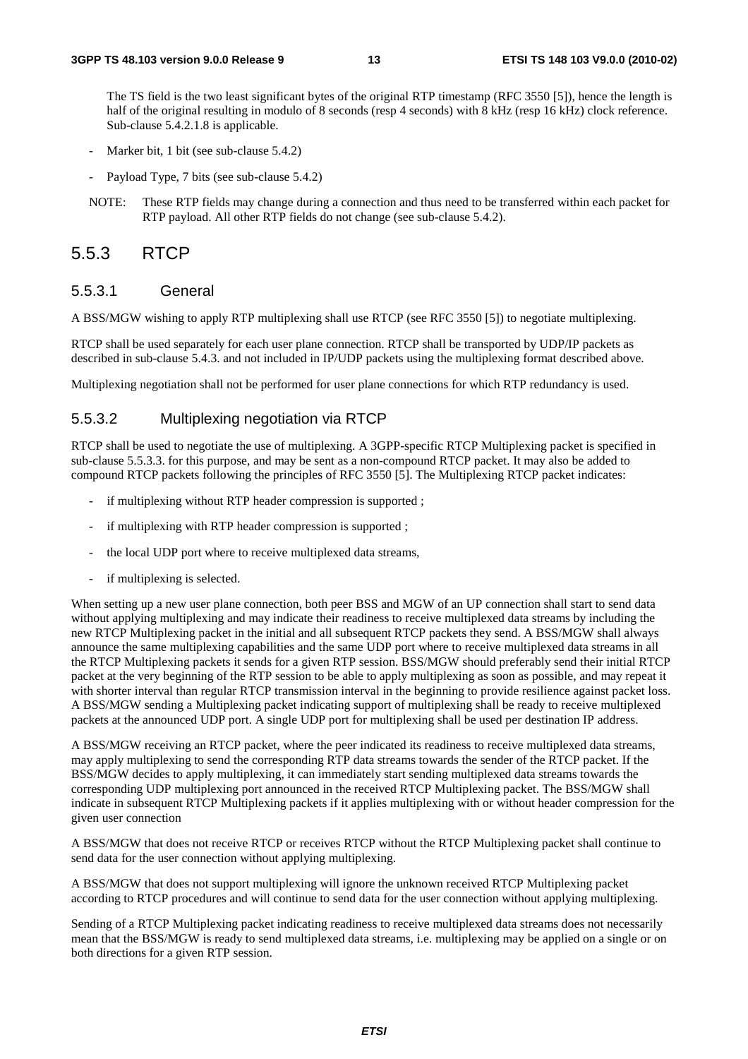The TS field is the two least significant bytes of the original RTP timestamp (RFC 3550 [5]), hence the length is half of the original resulting in modulo of 8 seconds (resp 4 seconds) with 8 kHz (resp 16 kHz) clock reference. Sub-clause 5.4.2.1.8 is applicable.

- Marker bit, 1 bit (see sub-clause 5.4.2)
- Payload Type, 7 bits (see sub-clause 5.4.2)

NOTE: These RTP fields may change during a connection and thus need to be transferred within each packet for RTP payload. All other RTP fields do not change (see sub-clause 5.4.2).

## 5.5.3 RTCP

### 5.5.3.1 General

A BSS/MGW wishing to apply RTP multiplexing shall use RTCP (see RFC 3550 [5]) to negotiate multiplexing.

RTCP shall be used separately for each user plane connection. RTCP shall be transported by UDP/IP packets as described in sub-clause 5.4.3. and not included in IP/UDP packets using the multiplexing format described above.

Multiplexing negotiation shall not be performed for user plane connections for which RTP redundancy is used.

### 5.5.3.2 Multiplexing negotiation via RTCP

RTCP shall be used to negotiate the use of multiplexing. A 3GPP-specific RTCP Multiplexing packet is specified in sub-clause 5.5.3.3. for this purpose, and may be sent as a non-compound RTCP packet. It may also be added to compound RTCP packets following the principles of RFC 3550 [5]. The Multiplexing RTCP packet indicates:

- if multiplexing without RTP header compression is supported ;
- if multiplexing with RTP header compression is supported ;
- the local UDP port where to receive multiplexed data streams,
- if multiplexing is selected.

When setting up a new user plane connection, both peer BSS and MGW of an UP connection shall start to send data without applying multiplexing and may indicate their readiness to receive multiplexed data streams by including the new RTCP Multiplexing packet in the initial and all subsequent RTCP packets they send. A BSS/MGW shall always announce the same multiplexing capabilities and the same UDP port where to receive multiplexed data streams in all the RTCP Multiplexing packets it sends for a given RTP session. BSS/MGW should preferably send their initial RTCP packet at the very beginning of the RTP session to be able to apply multiplexing as soon as possible, and may repeat it with shorter interval than regular RTCP transmission interval in the beginning to provide resilience against packet loss. A BSS/MGW sending a Multiplexing packet indicating support of multiplexing shall be ready to receive multiplexed packets at the announced UDP port. A single UDP port for multiplexing shall be used per destination IP address.

A BSS/MGW receiving an RTCP packet, where the peer indicated its readiness to receive multiplexed data streams, may apply multiplexing to send the corresponding RTP data streams towards the sender of the RTCP packet. If the BSS/MGW decides to apply multiplexing, it can immediately start sending multiplexed data streams towards the corresponding UDP multiplexing port announced in the received RTCP Multiplexing packet. The BSS/MGW shall indicate in subsequent RTCP Multiplexing packets if it applies multiplexing with or without header compression for the given user connection

A BSS/MGW that does not receive RTCP or receives RTCP without the RTCP Multiplexing packet shall continue to send data for the user connection without applying multiplexing.

A BSS/MGW that does not support multiplexing will ignore the unknown received RTCP Multiplexing packet according to RTCP procedures and will continue to send data for the user connection without applying multiplexing.

Sending of a RTCP Multiplexing packet indicating readiness to receive multiplexed data streams does not necessarily mean that the BSS/MGW is ready to send multiplexed data streams, i.e. multiplexing may be applied on a single or on both directions for a given RTP session.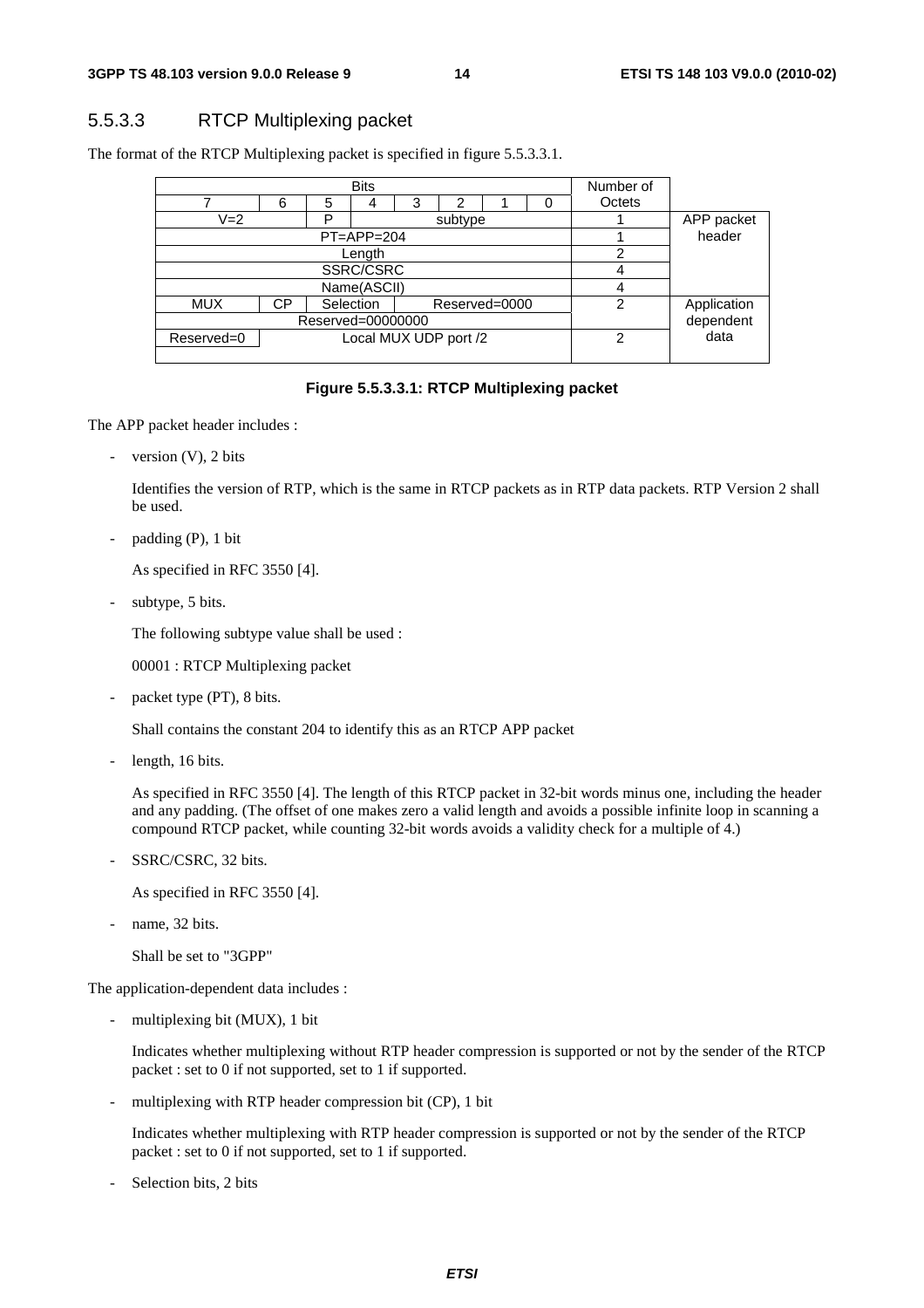### 5.5.3.3 RTCP Multiplexing packet

The format of the RTCP Multiplexing packet is specified in figure 5.5.3.3.1.

| Bits | | | | | | | | Number of Octets | |
|---|---|---|---|---|---|---|---|---|---|
| 7 | 6 | 5 | 4 | 3 | 2 | 1 | 0 | | |
| V=2 | | P | subtype | | | | | 1 | APP packet header |
| PT=APP=204 | | | | | | | | 1 | |
| Length | | | | | | | | 2 | |
| SSRC/CSRC | | | | | | | | 4 | |
| Name(ASCII) | | | | | | | | 4 | |
| MUX | CP | Selection | | Reserved=0000 | | | | 2 | Application dependent data |
| Reserved=00000000 | | | | | | | | | |
| Reserved=0 | Local MUX UDP port /2 | | | | | | | 2 | |

**Figure 5.5.3.3.1: RTCP Multiplexing packet**

The APP packet header includes :

- version (V), 2 bits

  Identifies the version of RTP, which is the same in RTCP packets as in RTP data packets. RTP Version 2 shall be used.

- padding (P), 1 bit

  As specified in RFC 3550 [4].

- subtype, 5 bits.

  The following subtype value shall be used :

  00001 : RTCP Multiplexing packet

- packet type (PT), 8 bits.

  Shall contains the constant 204 to identify this as an RTCP APP packet

- length, 16 bits.

  As specified in RFC 3550 [4]. The length of this RTCP packet in 32-bit words minus one, including the header and any padding. (The offset of one makes zero a valid length and avoids a possible infinite loop in scanning a compound RTCP packet, while counting 32-bit words avoids a validity check for a multiple of 4.)

- SSRC/CSRC, 32 bits.

  As specified in RFC 3550 [4].

- name, 32 bits.

  Shall be set to "3GPP"

The application-dependent data includes :

- multiplexing bit (MUX), 1 bit

  Indicates whether multiplexing without RTP header compression is supported or not by the sender of the RTCP packet : set to 0 if not supported, set to 1 if supported.

- multiplexing with RTP header compression bit (CP), 1 bit

  Indicates whether multiplexing with RTP header compression is supported or not by the sender of the RTCP packet : set to 0 if not supported, set to 1 if supported.

- Selection bits, 2 bits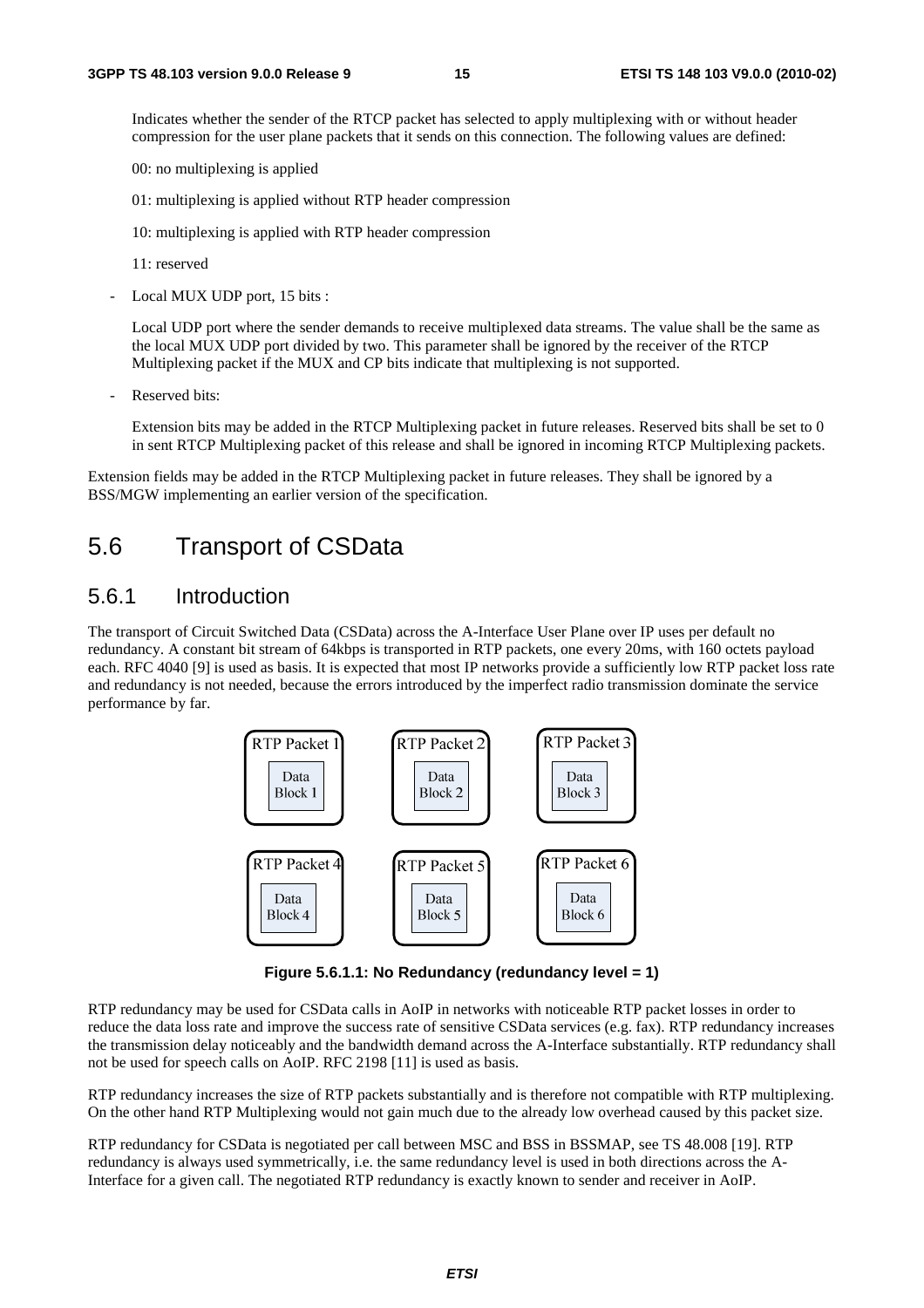Indicates whether the sender of the RTCP packet has selected to apply multiplexing with or without header compression for the user plane packets that it sends on this connection. The following values are defined:

00: no multiplexing is applied

01: multiplexing is applied without RTP header compression

10: multiplexing is applied with RTP header compression

11: reserved

- Local MUX UDP port, 15 bits :

  Local UDP port where the sender demands to receive multiplexed data streams. The value shall be the same as the local MUX UDP port divided by two. This parameter shall be ignored by the receiver of the RTCP Multiplexing packet if the MUX and CP bits indicate that multiplexing is not supported.

- Reserved bits:

  Extension bits may be added in the RTCP Multiplexing packet in future releases. Reserved bits shall be set to 0 in sent RTCP Multiplexing packet of this release and shall be ignored in incoming RTCP Multiplexing packets.

Extension fields may be added in the RTCP Multiplexing packet in future releases. They shall be ignored by a BSS/MGW implementing an earlier version of the specification.

## 5.6 Transport of CSData

### 5.6.1 Introduction

The transport of Circuit Switched Data (CSData) across the A-Interface User Plane over IP uses per default no redundancy. A constant bit stream of 64kbps is transported in RTP packets, one every 20ms, with 160 octets payload each. RFC 4040 [9] is used as basis. It is expected that most IP networks provide a sufficiently low RTP packet loss rate and redundancy is not needed, because the errors introduced by the imperfect radio transmission dominate the service performance by far.

| RTP Packet 1 | RTP Packet 2 | RTP Packet 3 |
|---|---|---|
| Data Block 1 | Data Block 2 | Data Block 3 |
| **RTP Packet 4** | **RTP Packet 5** | **RTP Packet 6** |
| Data Block 4 | Data Block 5 | Data Block 6 |

**Figure 5.6.1.1: No Redundancy (redundancy level = 1)**

RTP redundancy may be used for CSData calls in AoIP in networks with noticeable RTP packet losses in order to reduce the data loss rate and improve the success rate of sensitive CSData services (e.g. fax). RTP redundancy increases the transmission delay noticeably and the bandwidth demand across the A-Interface substantially. RTP redundancy shall not be used for speech calls on AoIP. RFC 2198 [11] is used as basis.

RTP redundancy increases the size of RTP packets substantially and is therefore not compatible with RTP multiplexing. On the other hand RTP Multiplexing would not gain much due to the already low overhead caused by this packet size.

RTP redundancy for CSData is negotiated per call between MSC and BSS in BSSMAP, see TS 48.008 [19]. RTP redundancy is always used symmetrically, i.e. the same redundancy level is used in both directions across the A-Interface for a given call. The negotiated RTP redundancy is exactly known to sender and receiver in AoIP.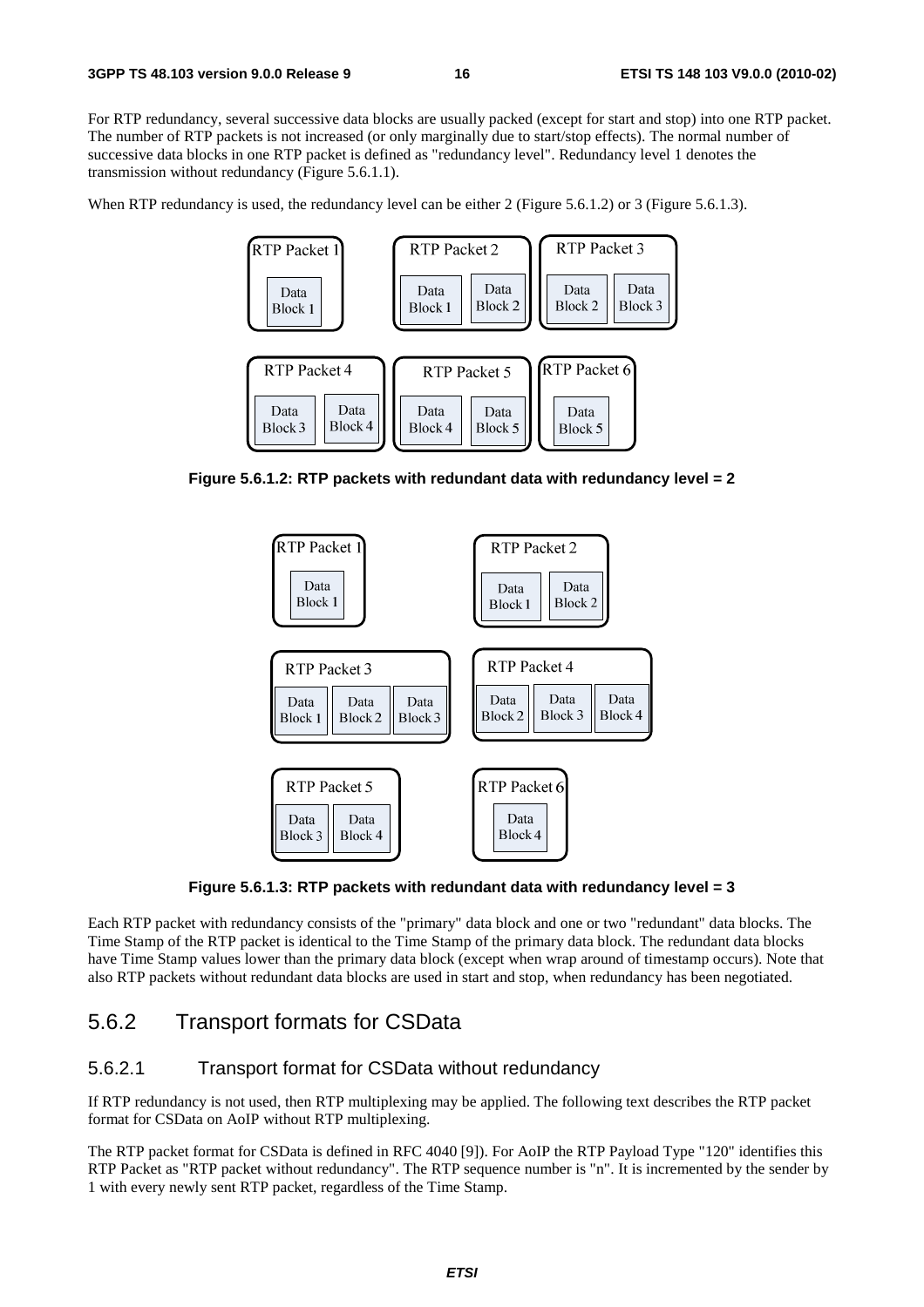For RTP redundancy, several successive data blocks are usually packed (except for start and stop) into one RTP packet. The number of RTP packets is not increased (or only marginally due to start/stop effects). The normal number of successive data blocks in one RTP packet is defined as "redundancy level". Redundancy level 1 denotes the transmission without redundancy (Figure 5.6.1.1).

When RTP redundancy is used, the redundancy level can be either 2 (Figure 5.6.1.2) or 3 (Figure 5.6.1.3).

**Figure 5.6.1.2: RTP packets with redundant data with redundancy level = 2**

**Figure 5.6.1.3: RTP packets with redundant data with redundancy level = 3**

Each RTP packet with redundancy consists of the "primary" data block and one or two "redundant" data blocks. The Time Stamp of the RTP packet is identical to the Time Stamp of the primary data block. The redundant data blocks have Time Stamp values lower than the primary data block (except when wrap around of timestamp occurs). Note that also RTP packets without redundant data blocks are used in start and stop, when redundancy has been negotiated.

## 5.6.2 Transport formats for CSData

### 5.6.2.1 Transport format for CSData without redundancy

If RTP redundancy is not used, then RTP multiplexing may be applied. The following text describes the RTP packet format for CSData on AoIP without RTP multiplexing.

The RTP packet format for CSData is defined in RFC 4040 [9]). For AoIP the RTP Payload Type "120" identifies this RTP Packet as "RTP packet without redundancy". The RTP sequence number is "n". It is incremented by the sender by 1 with every newly sent RTP packet, regardless of the Time Stamp.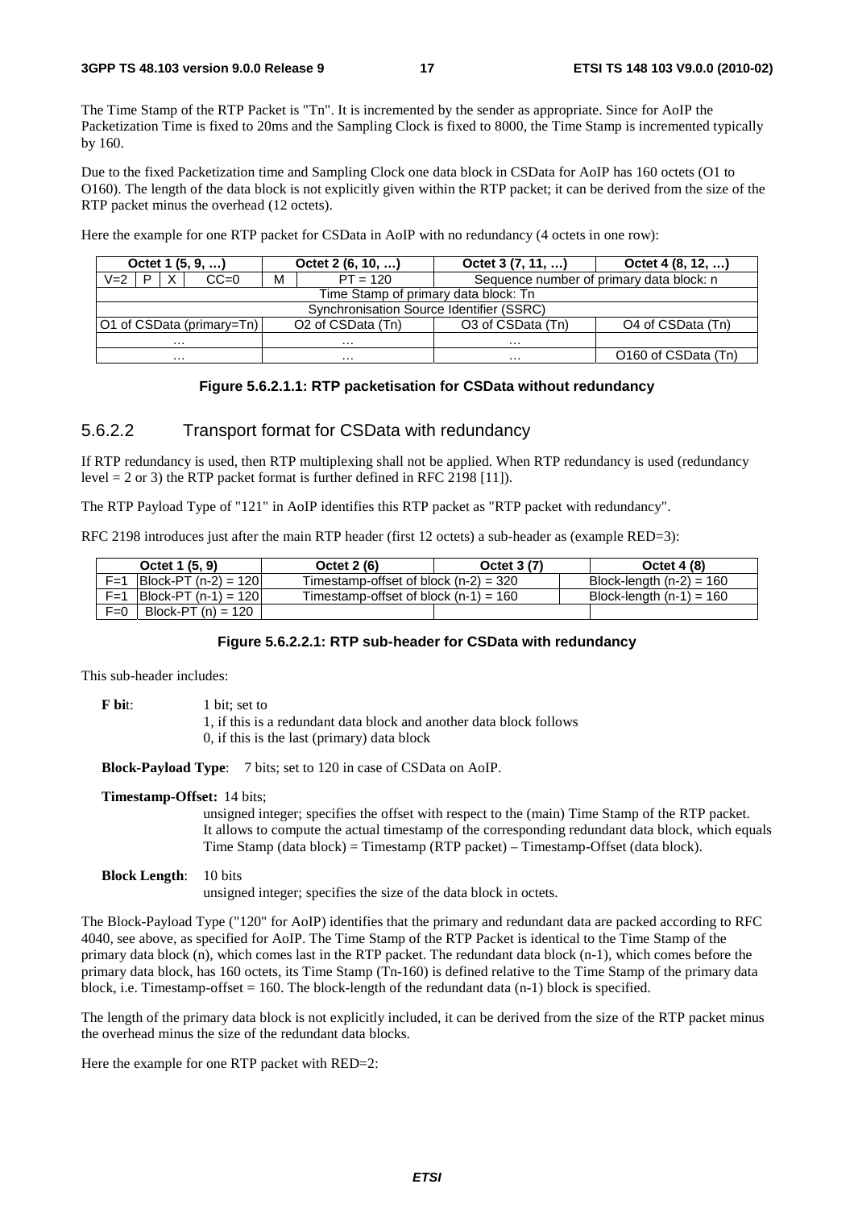The Time Stamp of the RTP Packet is "Tn". It is incremented by the sender as appropriate. Since for AoIP the Packetization Time is fixed to 20ms and the Sampling Clock is fixed to 8000, the Time Stamp is incremented typically by 160.

Due to the fixed Packetization time and Sampling Clock one data block in CSData for AoIP has 160 octets (O1 to O160). The length of the data block is not explicitly given within the RTP packet; it can be derived from the size of the RTP packet minus the overhead (12 octets).

Here the example for one RTP packet for CSData in AoIP with no redundancy (4 octets in one row):

| Octet 1 (5, 9, …) | Octet 2 (6, 10, …) | Octet 3 (7, 11, …) | Octet 4 (8, 12, …) |
|---|---|---|---|
| V=2 \| P \| X \| CC=0 | M \| PT = 120 | Sequence number of primary data block: n | |
| Time Stamp of primary data block: Tn | | | |
| Synchronisation Source Identifier (SSRC) | | | |
| O1 of CSData (primary=Tn) | O2 of CSData (Tn) | O3 of CSData (Tn) | O4 of CSData (Tn) |
| … | … | … | |
| … | … | … | O160 of CSData (Tn) |

**Figure 5.6.2.1.1: RTP packetisation for CSData without redundancy**

### 5.6.2.2 Transport format for CSData with redundancy

If RTP redundancy is used, then RTP multiplexing shall not be applied. When RTP redundancy is used (redundancy level = 2 or 3) the RTP packet format is further defined in RFC 2198 [11]).

The RTP Payload Type of "121" in AoIP identifies this RTP packet as "RTP packet with redundancy".

RFC 2198 introduces just after the main RTP header (first 12 octets) a sub-header as (example RED=3):

| Octet 1 (5, 9) | | Octet 2 (6) | Octet 3 (7) | Octet 4 (8) |
|---|---|---|---|---|
| F=1 | Block-PT (n-2) = 120 | Timestamp-offset of block (n-2) = 320 | | Block-length (n-2) = 160 |
| F=1 | Block-PT (n-1) = 120 | Timestamp-offset of block (n-1) = 160 | | Block-length (n-1) = 160 |
| F=0 | Block-PT (n) = 120 | | | |

**Figure 5.6.2.2.1: RTP sub-header for CSData with redundancy**

This sub-header includes:

**F bit**: 1 bit; set to
1, if this is a redundant data block and another data block follows
0, if this is the last (primary) data block

**Block-Payload Type**: 7 bits; set to 120 in case of CSData on AoIP.

**Timestamp-Offset:** 14 bits;
unsigned integer; specifies the offset with respect to the (main) Time Stamp of the RTP packet. It allows to compute the actual timestamp of the corresponding redundant data block, which equals Time Stamp (data block) = Timestamp (RTP packet) – Timestamp-Offset (data block).

**Block Length**: 10 bits
unsigned integer; specifies the size of the data block in octets.

The Block-Payload Type ("120" for AoIP) identifies that the primary and redundant data are packed according to RFC 4040, see above, as specified for AoIP. The Time Stamp of the RTP Packet is identical to the Time Stamp of the primary data block (n), which comes last in the RTP packet. The redundant data block (n-1), which comes before the primary data block, has 160 octets, its Time Stamp (Tn-160) is defined relative to the Time Stamp of the primary data block, i.e. Timestamp-offset = 160. The block-length of the redundant data (n-1) block is specified.

The length of the primary data block is not explicitly included, it can be derived from the size of the RTP packet minus the overhead minus the size of the redundant data blocks.

Here the example for one RTP packet with RED=2: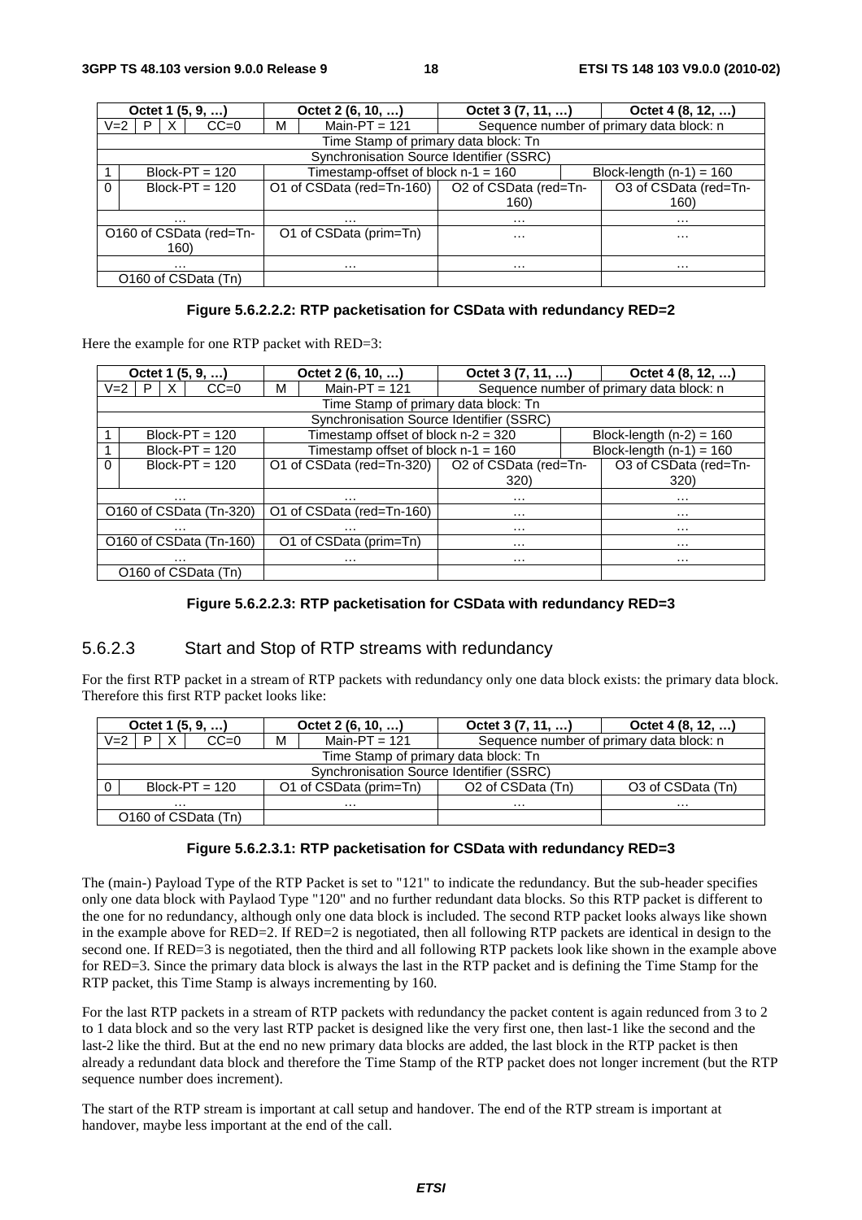| Octet 1 (5, 9, …) | | | | Octet 2 (6, 10, …) | | Octet 3 (7, 11, …) | Octet 4 (8, 12, …) |
|---|---|---|---|---|---|---|---|
| V=2 | P | X | CC=0 | M | Main-PT = 121 | Sequence number of primary data block: n | |
| Time Stamp of primary data block: Tn | | | | | | | |
| Synchronisation Source Identifier (SSRC) | | | | | | | |
| 1 | Block-PT = 120 | | | Timestamp-offset of block n-1 = 160 | | | Block-length (n-1) = 160 |
| 0 | Block-PT = 120 | | | O1 of CSData (red=Tn-160) | | O2 of CSData (red=Tn-160) | O3 of CSData (red=Tn-160) |
| … | | | | … | | … | … |
| O160 of CSData (red=Tn-160) | | | | O1 of CSData (prim=Tn) | | … | … |
| … | | | | … | | … | … |
| O160 of CSData (Tn) | | | | | | | |

**Figure 5.6.2.2.2: RTP packetisation for CSData with redundancy RED=2**

Here the example for one RTP packet with RED=3:

| Octet 1 (5, 9, …) | | | | Octet 2 (6, 10, …) | | Octet 3 (7, 11, …) | Octet 4 (8, 12, …) |
|---|---|---|---|---|---|---|---|
| V=2 | P | X | CC=0 | M | Main-PT = 121 | Sequence number of primary data block: n | |
| Time Stamp of primary data block: Tn | | | | | | | |
| Synchronisation Source Identifier (SSRC) | | | | | | | |
| 1 | Block-PT = 120 | | | Timestamp offset of block n-2 = 320 | | | Block-length (n-2) = 160 |
| 1 | Block-PT = 120 | | | Timestamp offset of block n-1 = 160 | | | Block-length (n-1) = 160 |
| 0 | Block-PT = 120 | | | O1 of CSData (red=Tn-320) | | O2 of CSData (red=Tn-320) | O3 of CSData (red=Tn-320) |
| … | | | | … | | … | … |
| O160 of CSData (Tn-320) | | | | O1 of CSData (red=Tn-160) | | … | … |
| … | | | | … | | … | … |
| O160 of CSData (Tn-160) | | | | O1 of CSData (prim=Tn) | | … | … |
| … | | | | … | | … | … |
| O160 of CSData (Tn) | | | | | | | |

**Figure 5.6.2.2.3: RTP packetisation for CSData with redundancy RED=3**

### 5.6.2.3 Start and Stop of RTP streams with redundancy

For the first RTP packet in a stream of RTP packets with redundancy only one data block exists: the primary data block. Therefore this first RTP packet looks like:

| Octet 1 (5, 9, …) | | | | Octet 2 (6, 10, …) | | Octet 3 (7, 11, …) | Octet 4 (8, 12, …) |
|---|---|---|---|---|---|---|---|
| V=2 | P | X | CC=0 | M | Main-PT = 121 | Sequence number of primary data block: n | |
| Time Stamp of primary data block: Tn | | | | | | | |
| Synchronisation Source Identifier (SSRC) | | | | | | | |
| 0 | Block-PT = 120 | | | O1 of CSData (prim=Tn) | | O2 of CSData (Tn) | O3 of CSData (Tn) |
| … | | | | … | | … | … |
| O160 of CSData (Tn) | | | | | | | |

**Figure 5.6.2.3.1: RTP packetisation for CSData with redundancy RED=3**

The (main-) Payload Type of the RTP Packet is set to "121" to indicate the redundancy. But the sub-header specifies only one data block with Paylaod Type "120" and no further redundant data blocks. So this RTP packet is different to the one for no redundancy, although only one data block is included. The second RTP packet looks always like shown in the example above for RED=2. If RED=2 is negotiated, then all following RTP packets are identical in design to the second one. If RED=3 is negotiated, then the third and all following RTP packets look like shown in the example above for RED=3. Since the primary data block is always the last in the RTP packet and is defining the Time Stamp for the RTP packet, this Time Stamp is always incrementing by 160.

For the last RTP packets in a stream of RTP packets with redundancy the packet content is again redunced from 3 to 2 to 1 data block and so the very last RTP packet is designed like the very first one, then last-1 like the second and the last-2 like the third. But at the end no new primary data blocks are added, the last block in the RTP packet is then already a redundant data block and therefore the Time Stamp of the RTP packet does not longer increment (but the RTP sequence number does increment).

The start of the RTP stream is important at call setup and handover. The end of the RTP stream is important at handover, maybe less important at the end of the call.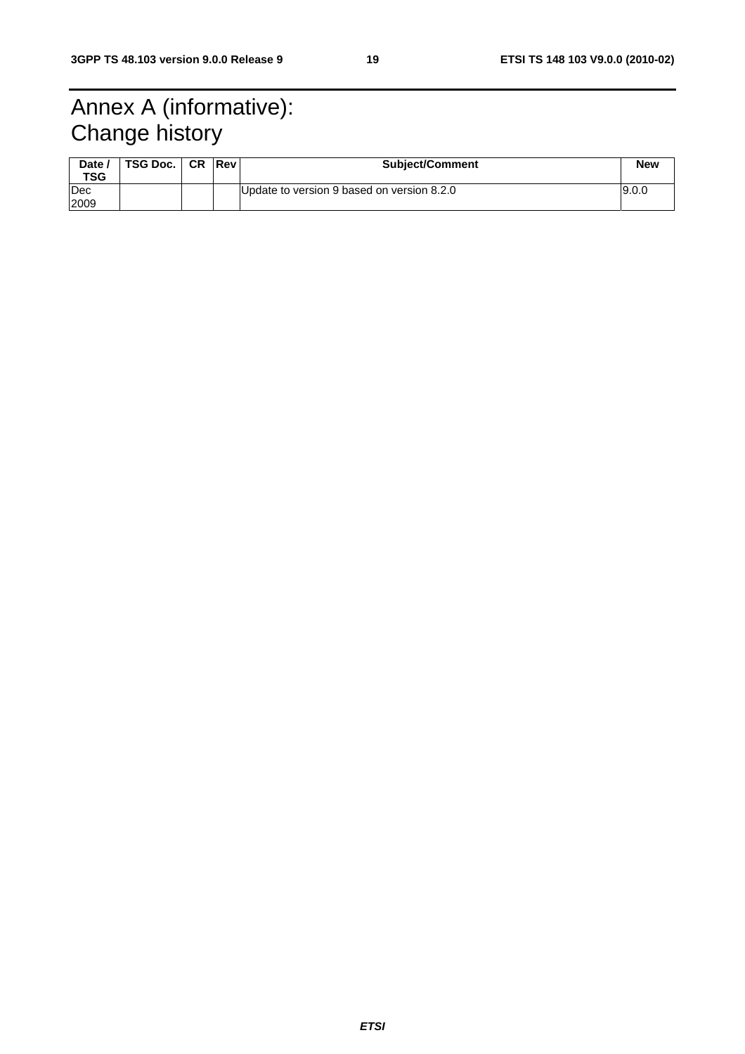# Annex A (informative): Change history

| Date / TSG | TSG Doc. | CR | Rev | Subject/Comment | New |
|---|---|---|---|---|---|
| Dec 2009 | | | | Update to version 9 based on version 8.2.0 | 9.0.0 |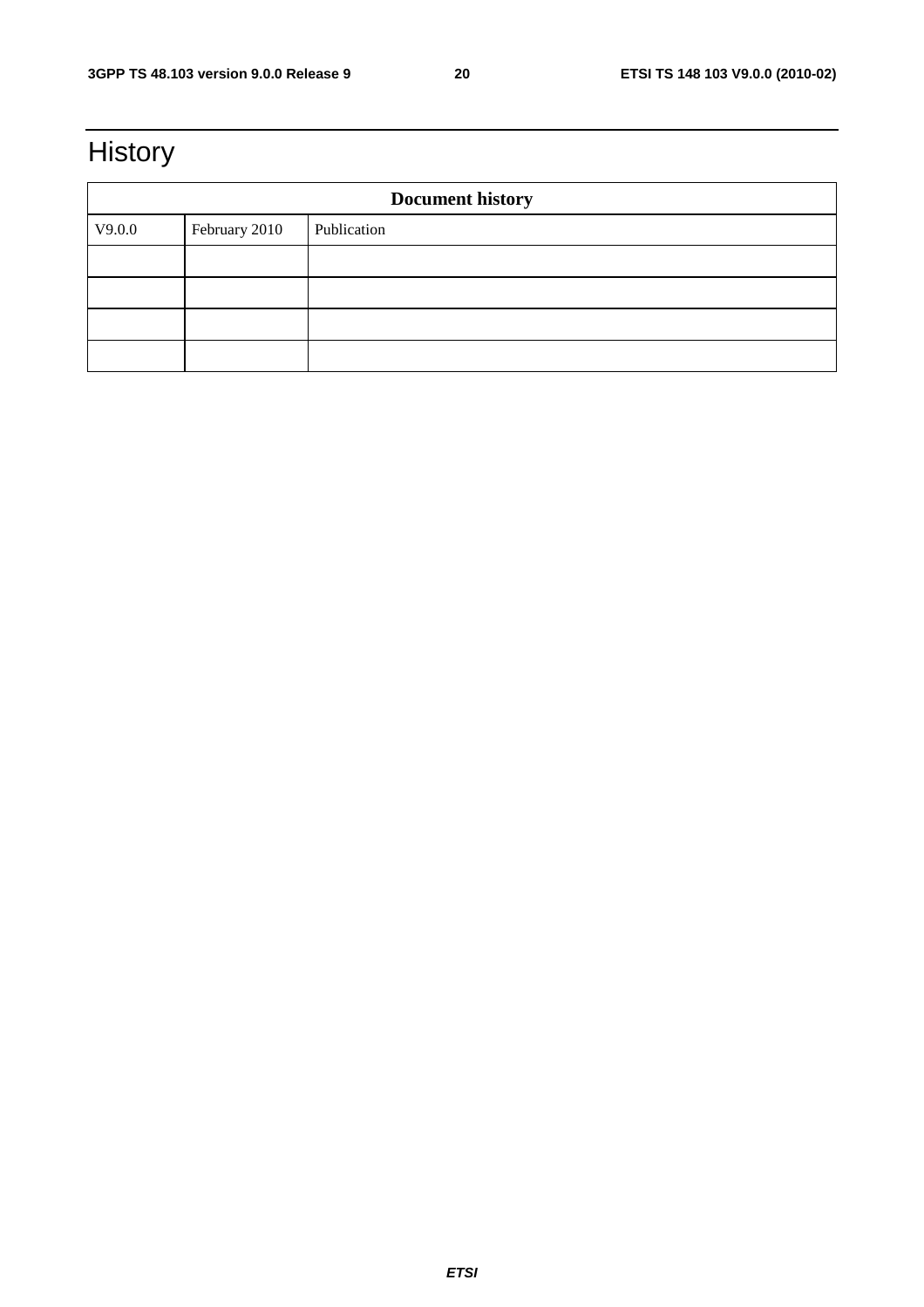# History

| Document history | | |
|---|---|---|
| V9.0.0 | February 2010 | Publication |
| | | |
| | | |
| | | |
| | | |